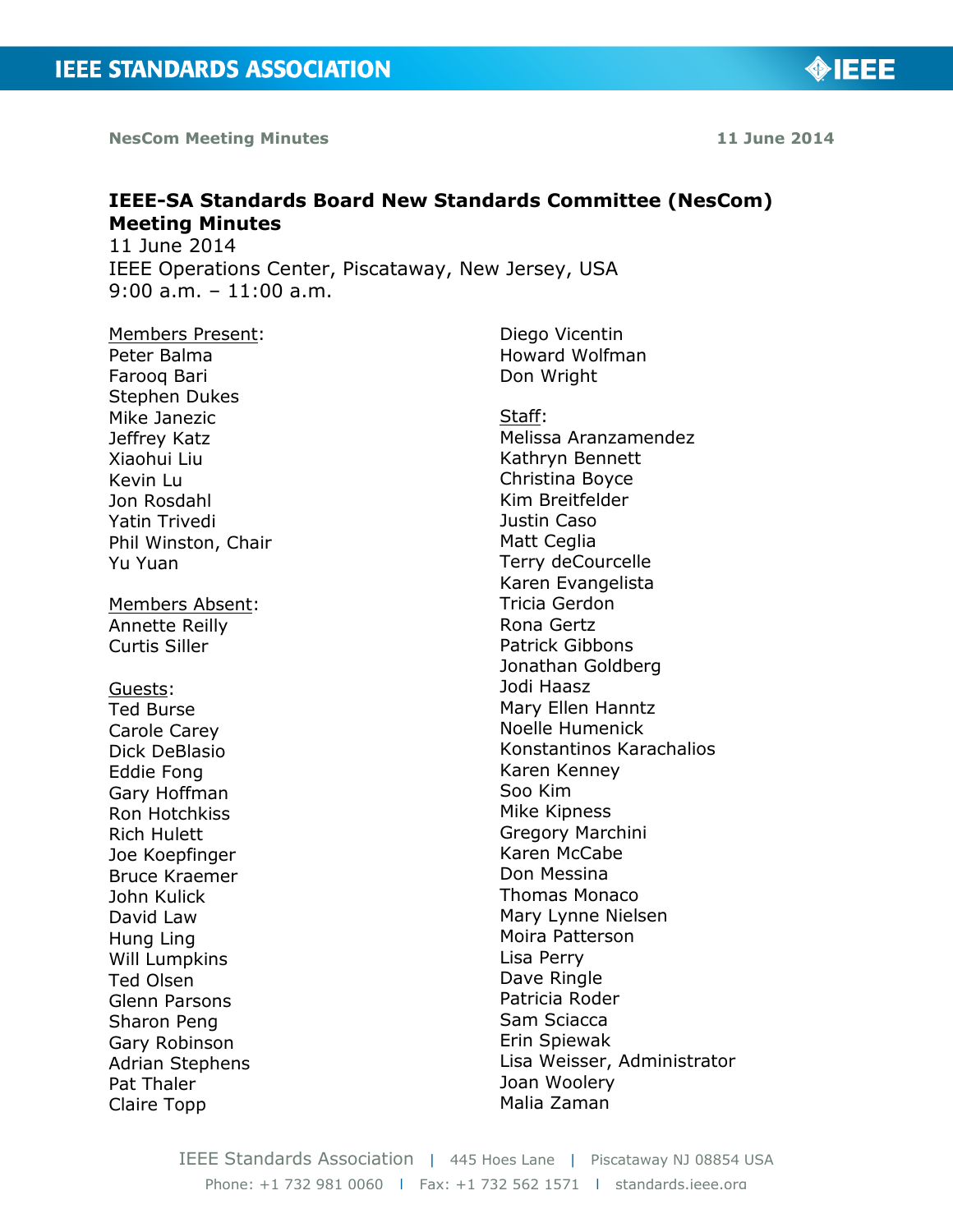# IEEE-SA Standards Board New Standards Committee (NesCom) Meeting Minutes

11 June 2014
IEEE Operations Center, Piscataway, New Jersey, USA
9:00 a.m. – 11:00 a.m.

Members Present:
Peter Balma
Farooq Bari
Stephen Dukes
Mike Janezic
Jeffrey Katz
Xiaohui Liu
Kevin Lu
Jon Rosdahl
Yatin Trivedi
Phil Winston, Chair
Yu Yuan
Diego Vicentin
Howard Wolfman
Don Wright

Members Absent:
Annette Reilly
Curtis Siller

Guests:
Ted Burse
Carole Carey
Dick DeBlasio
Eddie Fong
Gary Hoffman
Ron Hotchkiss
Rich Hulett
Joe Koepfinger
Bruce Kraemer
John Kulick
David Law
Hung Ling
Will Lumpkins
Ted Olsen
Glenn Parsons
Sharon Peng
Gary Robinson
Adrian Stephens
Pat Thaler
Claire Topp

Staff:
Melissa Aranzamendez
Kathryn Bennett
Christina Boyce
Kim Breitfelder
Justin Caso
Matt Ceglia
Terry deCourcelle
Karen Evangelista
Tricia Gerdon
Rona Gertz
Patrick Gibbons
Jonathan Goldberg
Jodi Haasz
Mary Ellen Hanntz
Noelle Humenick
Konstantinos Karachalios
Karen Kenney
Soo Kim
Mike Kipness
Gregory Marchini
Karen McCabe
Don Messina
Thomas Monaco
Mary Lynne Nielsen
Moira Patterson
Lisa Perry
Dave Ringle
Patricia Roder
Sam Sciacca
Erin Spiewak
Lisa Weisser, Administrator
Joan Woolery
Malia Zaman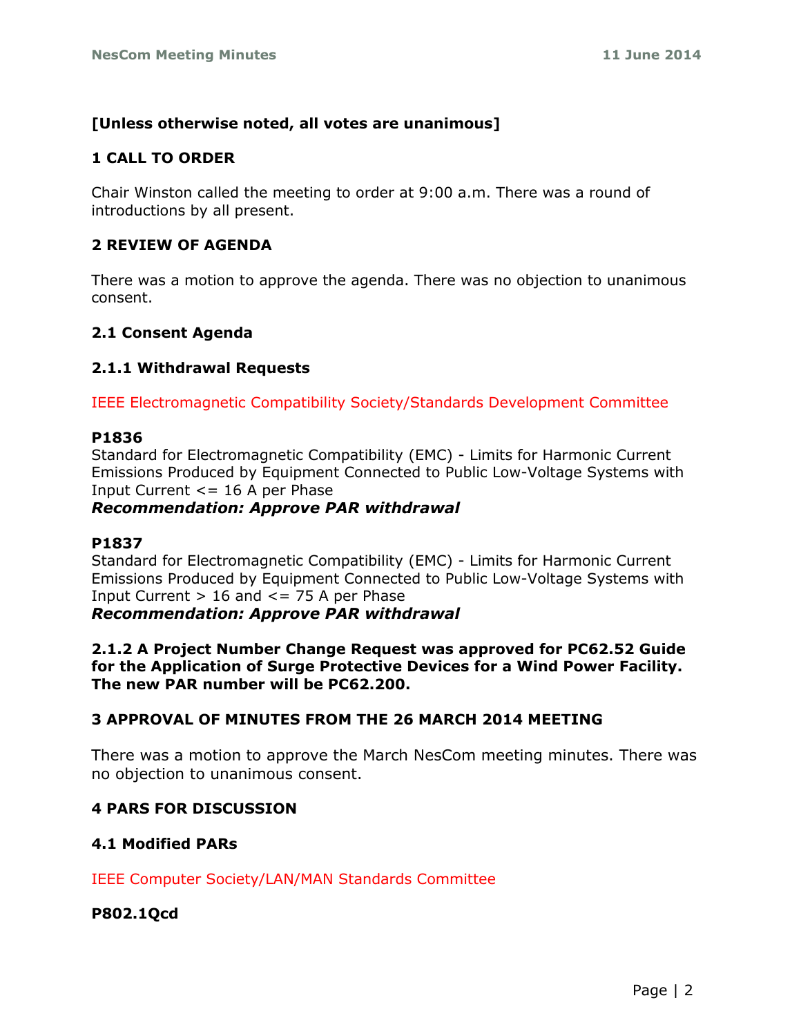**[Unless otherwise noted, all votes are unanimous]**

## 1 CALL TO ORDER

Chair Winston called the meeting to order at 9:00 a.m. There was a round of introductions by all present.

## 2 REVIEW OF AGENDA

There was a motion to approve the agenda. There was no objection to unanimous consent.

### 2.1 Consent Agenda

#### 2.1.1 Withdrawal Requests

IEEE Electromagnetic Compatibility Society/Standards Development Committee

**P1836**
Standard for Electromagnetic Compatibility (EMC) - Limits for Harmonic Current Emissions Produced by Equipment Connected to Public Low-Voltage Systems with Input Current <= 16 A per Phase
***Recommendation: Approve PAR withdrawal***

**P1837**
Standard for Electromagnetic Compatibility (EMC) - Limits for Harmonic Current Emissions Produced by Equipment Connected to Public Low-Voltage Systems with Input Current > 16 and <= 75 A per Phase
***Recommendation: Approve PAR withdrawal***

**2.1.2 A Project Number Change Request was approved for PC62.52 Guide for the Application of Surge Protective Devices for a Wind Power Facility. The new PAR number will be PC62.200.**

## 3 APPROVAL OF MINUTES FROM THE 26 MARCH 2014 MEETING

There was a motion to approve the March NesCom meeting minutes. There was no objection to unanimous consent.

## 4 PARS FOR DISCUSSION

### 4.1 Modified PARs

IEEE Computer Society/LAN/MAN Standards Committee

**P802.1Qcd**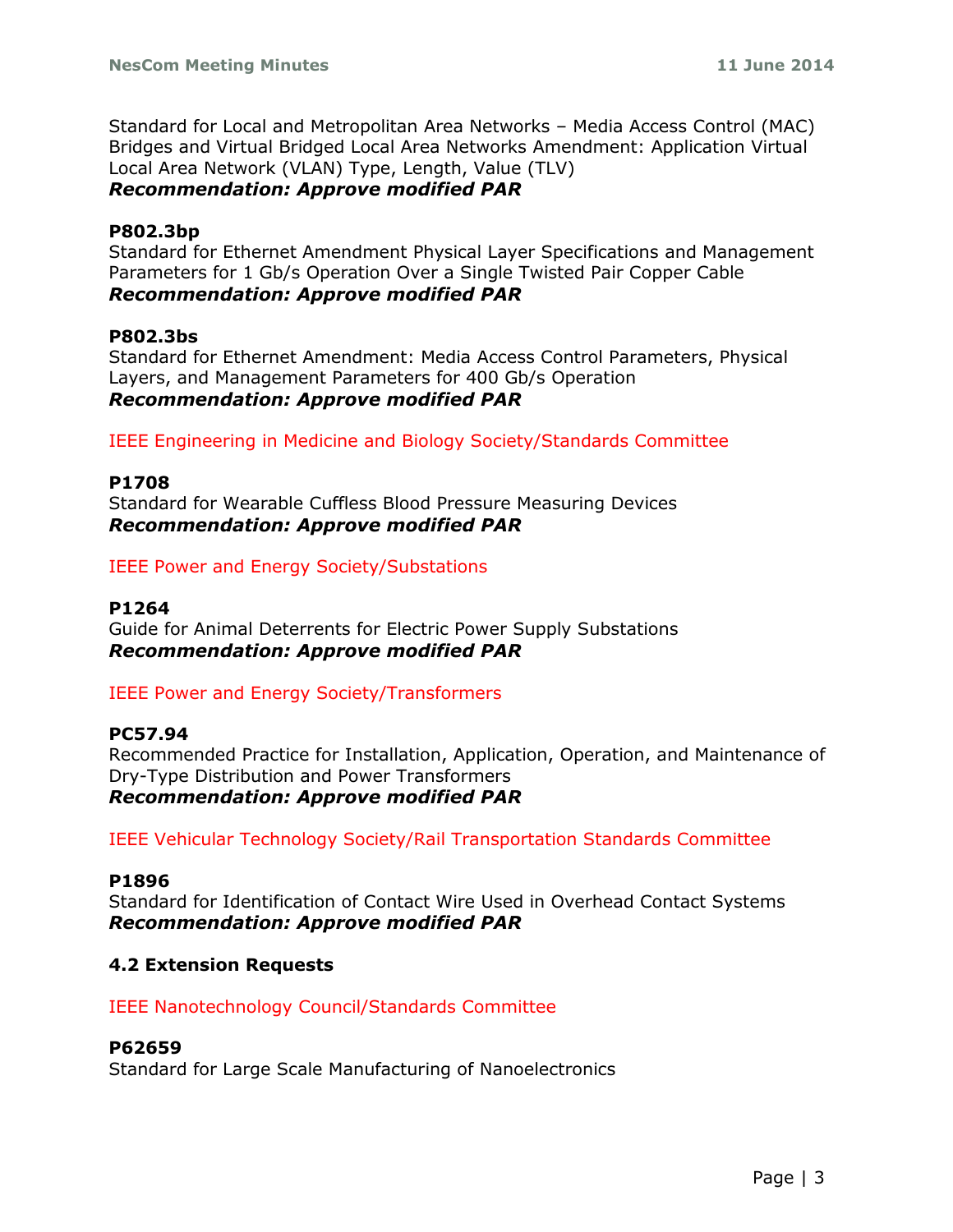Standard for Local and Metropolitan Area Networks – Media Access Control (MAC) Bridges and Virtual Bridged Local Area Networks Amendment: Application Virtual Local Area Network (VLAN) Type, Length, Value (TLV)
***Recommendation: Approve modified PAR***

**P802.3bp**
Standard for Ethernet Amendment Physical Layer Specifications and Management Parameters for 1 Gb/s Operation Over a Single Twisted Pair Copper Cable
***Recommendation: Approve modified PAR***

**P802.3bs**
Standard for Ethernet Amendment: Media Access Control Parameters, Physical Layers, and Management Parameters for 400 Gb/s Operation
***Recommendation: Approve modified PAR***

IEEE Engineering in Medicine and Biology Society/Standards Committee

**P1708**
Standard for Wearable Cuffless Blood Pressure Measuring Devices
***Recommendation: Approve modified PAR***

IEEE Power and Energy Society/Substations

**P1264**
Guide for Animal Deterrents for Electric Power Supply Substations
***Recommendation: Approve modified PAR***

IEEE Power and Energy Society/Transformers

**PC57.94**
Recommended Practice for Installation, Application, Operation, and Maintenance of Dry-Type Distribution and Power Transformers
***Recommendation: Approve modified PAR***

IEEE Vehicular Technology Society/Rail Transportation Standards Committee

**P1896**
Standard for Identification of Contact Wire Used in Overhead Contact Systems
***Recommendation: Approve modified PAR***

### 4.2 Extension Requests

IEEE Nanotechnology Council/Standards Committee

**P62659**
Standard for Large Scale Manufacturing of Nanoelectronics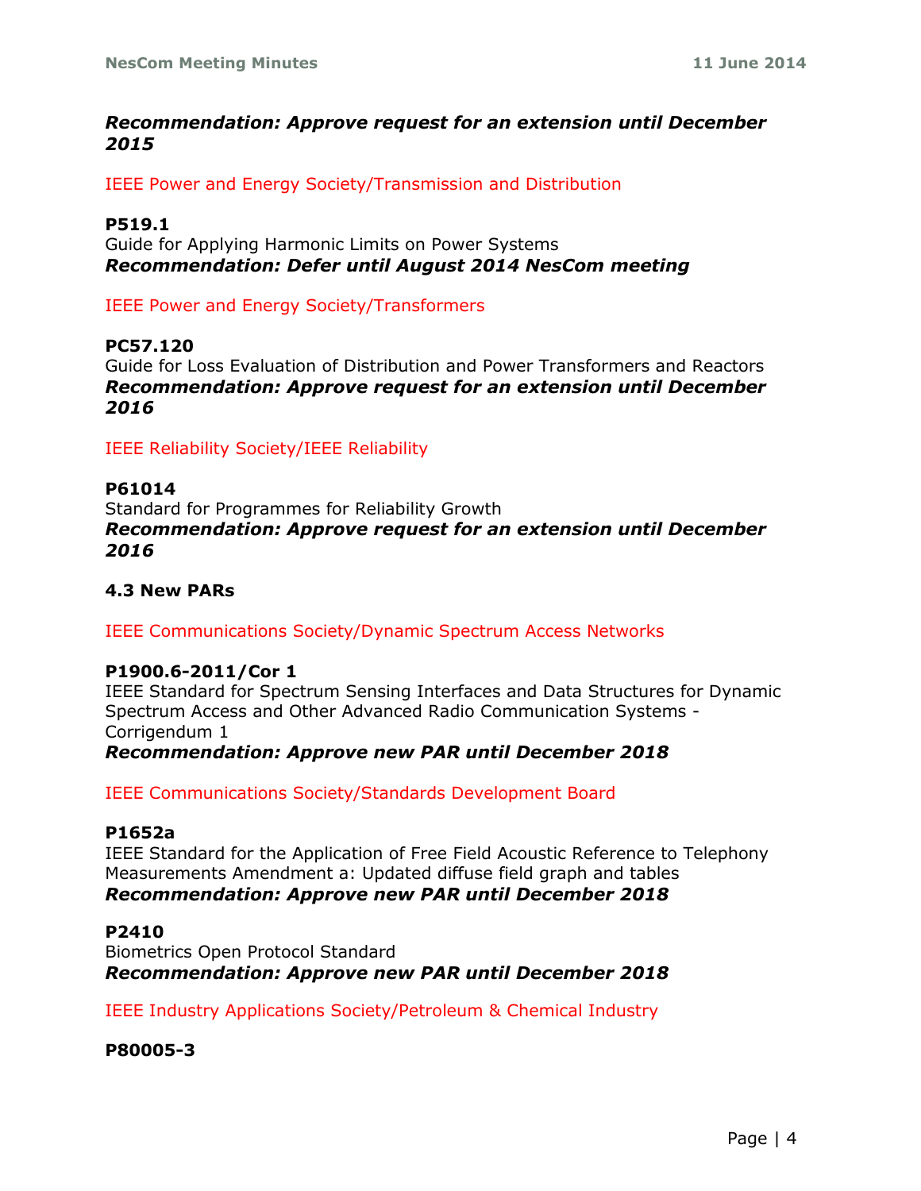***Recommendation: Approve request for an extension until December 2015***

IEEE Power and Energy Society/Transmission and Distribution

**P519.1**
Guide for Applying Harmonic Limits on Power Systems
***Recommendation: Defer until August 2014 NesCom meeting***

IEEE Power and Energy Society/Transformers

**PC57.120**
Guide for Loss Evaluation of Distribution and Power Transformers and Reactors
***Recommendation: Approve request for an extension until December 2016***

IEEE Reliability Society/IEEE Reliability

**P61014**
Standard for Programmes for Reliability Growth
***Recommendation: Approve request for an extension until December 2016***

### 4.3 New PARs

IEEE Communications Society/Dynamic Spectrum Access Networks

**P1900.6-2011/Cor 1**
IEEE Standard for Spectrum Sensing Interfaces and Data Structures for Dynamic Spectrum Access and Other Advanced Radio Communication Systems - Corrigendum 1
***Recommendation: Approve new PAR until December 2018***

IEEE Communications Society/Standards Development Board

**P1652a**
IEEE Standard for the Application of Free Field Acoustic Reference to Telephony Measurements Amendment a: Updated diffuse field graph and tables
***Recommendation: Approve new PAR until December 2018***

**P2410**
Biometrics Open Protocol Standard
***Recommendation: Approve new PAR until December 2018***

IEEE Industry Applications Society/Petroleum & Chemical Industry

**P80005-3**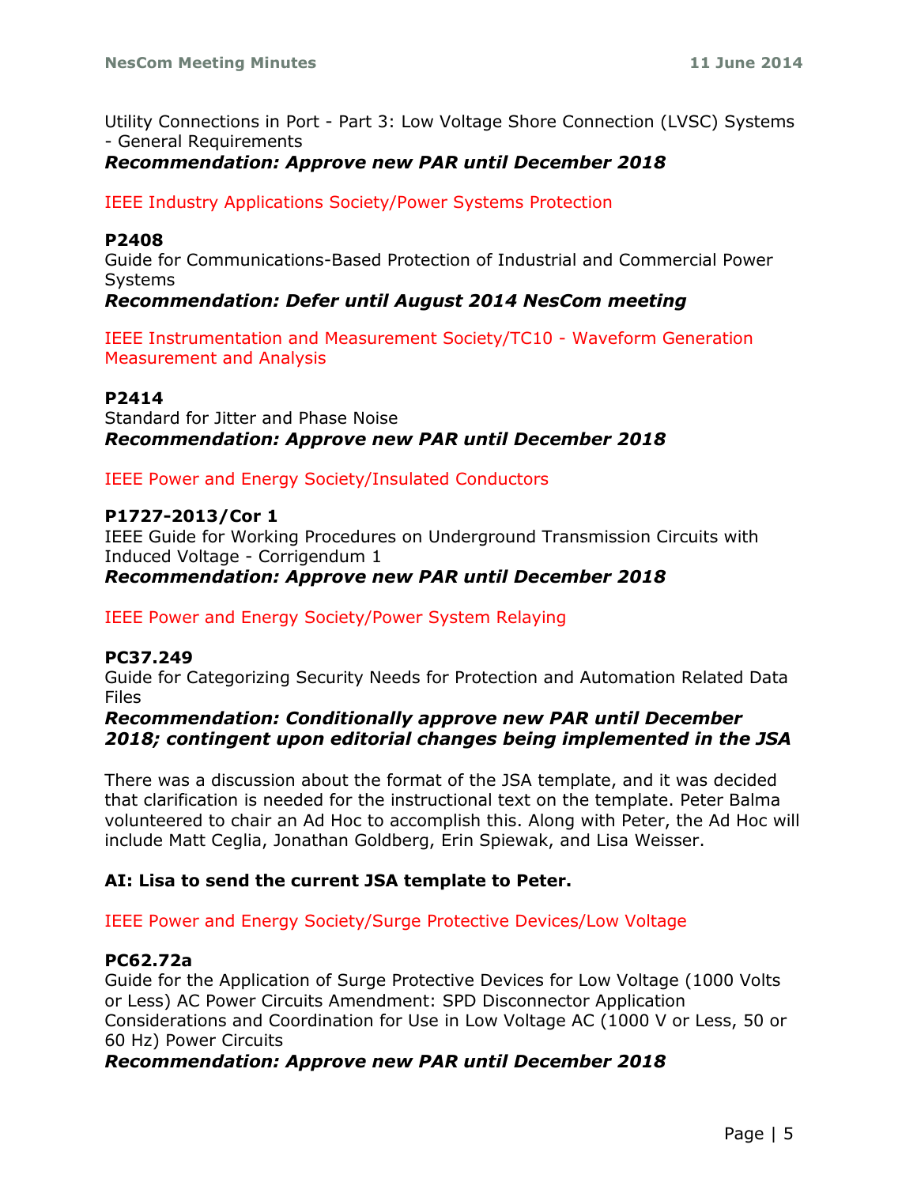Utility Connections in Port - Part 3: Low Voltage Shore Connection (LVSC) Systems - General Requirements
***Recommendation: Approve new PAR until December 2018***

IEEE Industry Applications Society/Power Systems Protection

**P2408**
Guide for Communications-Based Protection of Industrial and Commercial Power Systems
***Recommendation: Defer until August 2014 NesCom meeting***

IEEE Instrumentation and Measurement Society/TC10 - Waveform Generation Measurement and Analysis

**P2414**
Standard for Jitter and Phase Noise
***Recommendation: Approve new PAR until December 2018***

IEEE Power and Energy Society/Insulated Conductors

**P1727-2013/Cor 1**
IEEE Guide for Working Procedures on Underground Transmission Circuits with Induced Voltage - Corrigendum 1
***Recommendation: Approve new PAR until December 2018***

IEEE Power and Energy Society/Power System Relaying

**PC37.249**
Guide for Categorizing Security Needs for Protection and Automation Related Data Files
***Recommendation: Conditionally approve new PAR until December 2018; contingent upon editorial changes being implemented in the JSA***

There was a discussion about the format of the JSA template, and it was decided that clarification is needed for the instructional text on the template. Peter Balma volunteered to chair an Ad Hoc to accomplish this. Along with Peter, the Ad Hoc will include Matt Ceglia, Jonathan Goldberg, Erin Spiewak, and Lisa Weisser.

**AI: Lisa to send the current JSA template to Peter.**

IEEE Power and Energy Society/Surge Protective Devices/Low Voltage

**PC62.72a**
Guide for the Application of Surge Protective Devices for Low Voltage (1000 Volts or Less) AC Power Circuits Amendment: SPD Disconnector Application Considerations and Coordination for Use in Low Voltage AC (1000 V or Less, 50 or 60 Hz) Power Circuits
***Recommendation: Approve new PAR until December 2018***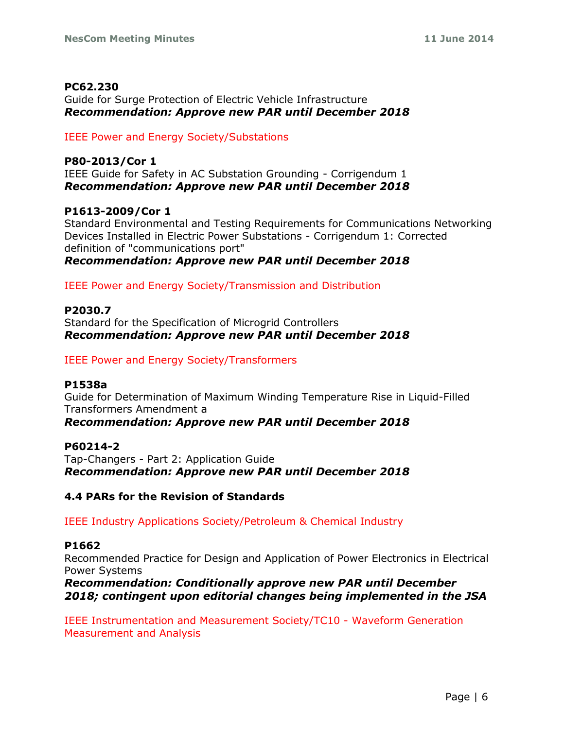**PC62.230**
Guide for Surge Protection of Electric Vehicle Infrastructure
***Recommendation: Approve new PAR until December 2018***

IEEE Power and Energy Society/Substations

**P80-2013/Cor 1**
IEEE Guide for Safety in AC Substation Grounding - Corrigendum 1
***Recommendation: Approve new PAR until December 2018***

**P1613-2009/Cor 1**
Standard Environmental and Testing Requirements for Communications Networking Devices Installed in Electric Power Substations - Corrigendum 1: Corrected definition of "communications port"
***Recommendation: Approve new PAR until December 2018***

IEEE Power and Energy Society/Transmission and Distribution

**P2030.7**
Standard for the Specification of Microgrid Controllers
***Recommendation: Approve new PAR until December 2018***

IEEE Power and Energy Society/Transformers

**P1538a**
Guide for Determination of Maximum Winding Temperature Rise in Liquid-Filled Transformers Amendment a
***Recommendation: Approve new PAR until December 2018***

**P60214-2**
Tap-Changers - Part 2: Application Guide
***Recommendation: Approve new PAR until December 2018***

### 4.4 PARs for the Revision of Standards

IEEE Industry Applications Society/Petroleum & Chemical Industry

**P1662**
Recommended Practice for Design and Application of Power Electronics in Electrical Power Systems
***Recommendation: Conditionally approve new PAR until December 2018; contingent upon editorial changes being implemented in the JSA***

IEEE Instrumentation and Measurement Society/TC10 - Waveform Generation Measurement and Analysis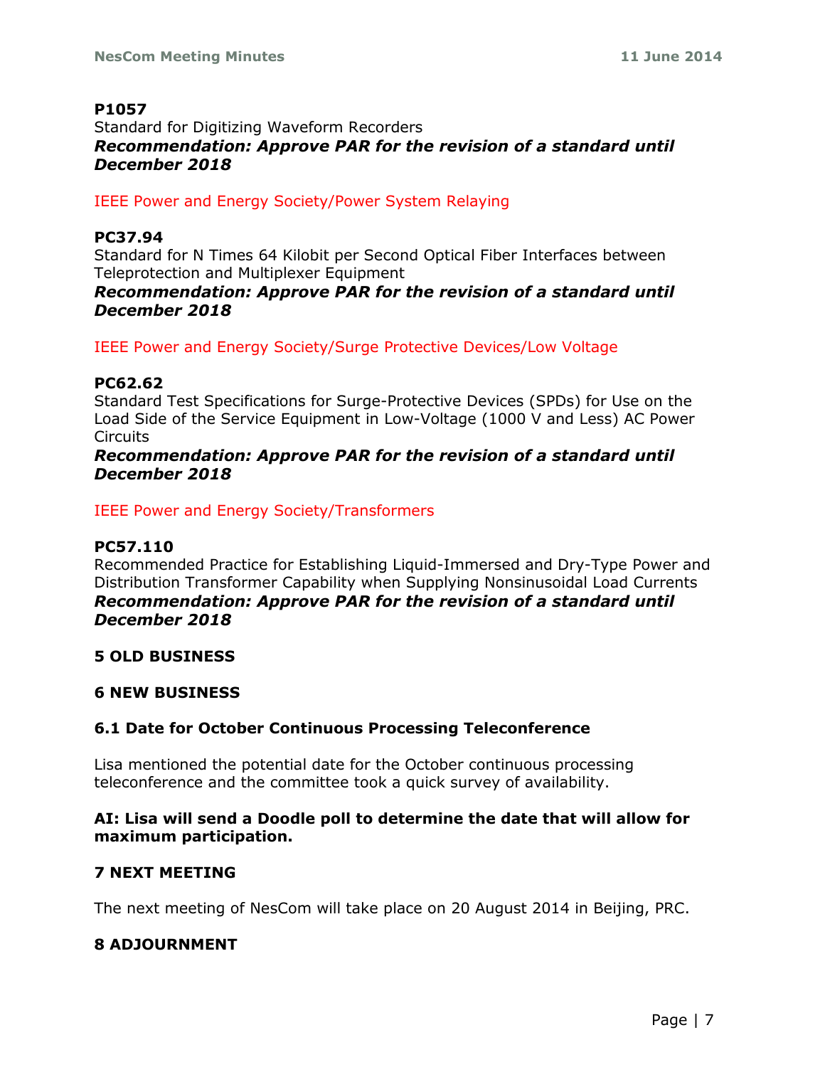**P1057**
Standard for Digitizing Waveform Recorders
***Recommendation: Approve PAR for the revision of a standard until December 2018***

IEEE Power and Energy Society/Power System Relaying

**PC37.94**
Standard for N Times 64 Kilobit per Second Optical Fiber Interfaces between Teleprotection and Multiplexer Equipment
***Recommendation: Approve PAR for the revision of a standard until December 2018***

IEEE Power and Energy Society/Surge Protective Devices/Low Voltage

**PC62.62**
Standard Test Specifications for Surge-Protective Devices (SPDs) for Use on the Load Side of the Service Equipment in Low-Voltage (1000 V and Less) AC Power Circuits
***Recommendation: Approve PAR for the revision of a standard until December 2018***

IEEE Power and Energy Society/Transformers

**PC57.110**
Recommended Practice for Establishing Liquid-Immersed and Dry-Type Power and Distribution Transformer Capability when Supplying Nonsinusoidal Load Currents
***Recommendation: Approve PAR for the revision of a standard until December 2018***

## 5 OLD BUSINESS

## 6 NEW BUSINESS

### 6.1 Date for October Continuous Processing Teleconference

Lisa mentioned the potential date for the October continuous processing teleconference and the committee took a quick survey of availability.

**AI: Lisa will send a Doodle poll to determine the date that will allow for maximum participation.**

## 7 NEXT MEETING

The next meeting of NesCom will take place on 20 August 2014 in Beijing, PRC.

## 8 ADJOURNMENT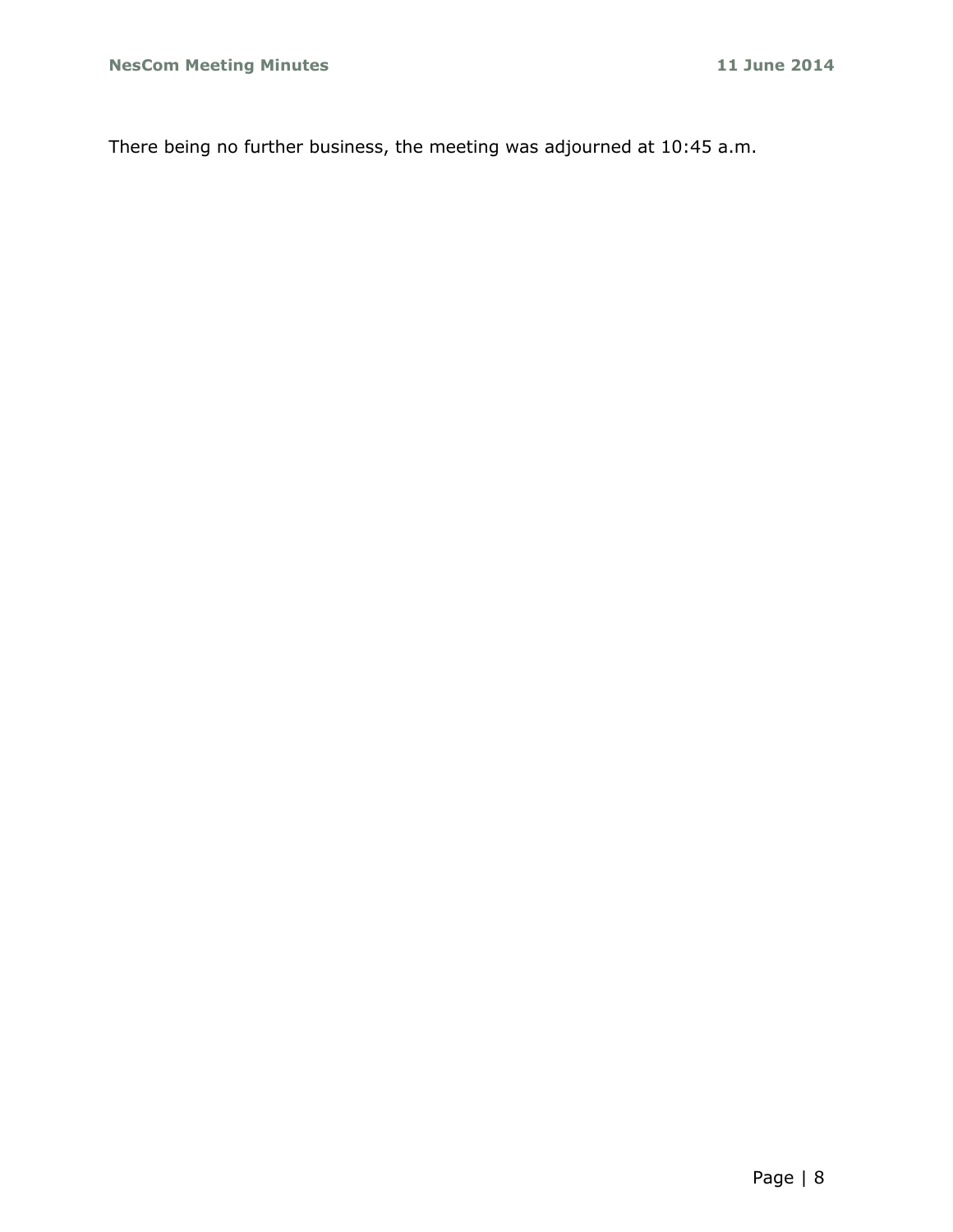There being no further business, the meeting was adjourned at 10:45 a.m.